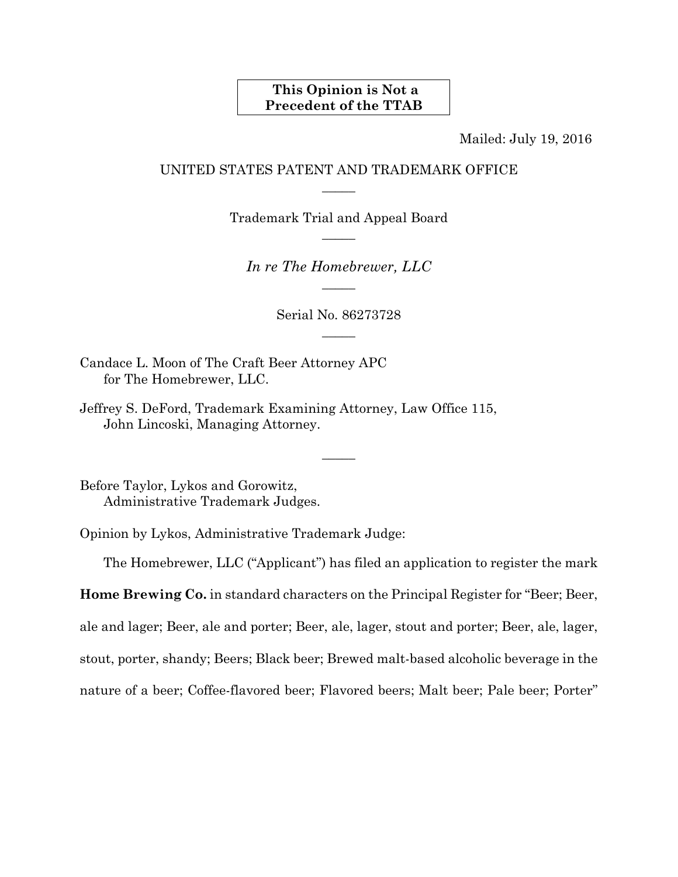**This Opinion is Not a Precedent of the TTAB**

Mailed: July 19, 2016

UNITED STATES PATENT AND TRADEMARK OFFICE

—

Trademark Trial and Appeal Board

—

*In re The Homebrewer, LLC*

—

Serial No. 86273728

—

Candace L. Moon of The Craft Beer Attorney APC
for The Homebrewer, LLC.

Jeffrey S. DeFord, Trademark Examining Attorney, Law Office 115,
John Lincoski, Managing Attorney.

—

Before Taylor, Lykos and Gorowitz,
Administrative Trademark Judges.

Opinion by Lykos, Administrative Trademark Judge:

The Homebrewer, LLC ("Applicant") has filed an application to register the mark **Home Brewing Co.** in standard characters on the Principal Register for "Beer; Beer, ale and lager; Beer, ale and porter; Beer, ale, lager, stout and porter; Beer, ale, lager, stout, porter, shandy; Beers; Black beer; Brewed malt-based alcoholic beverage in the nature of a beer; Coffee-flavored beer; Flavored beers; Malt beer; Pale beer; Porter"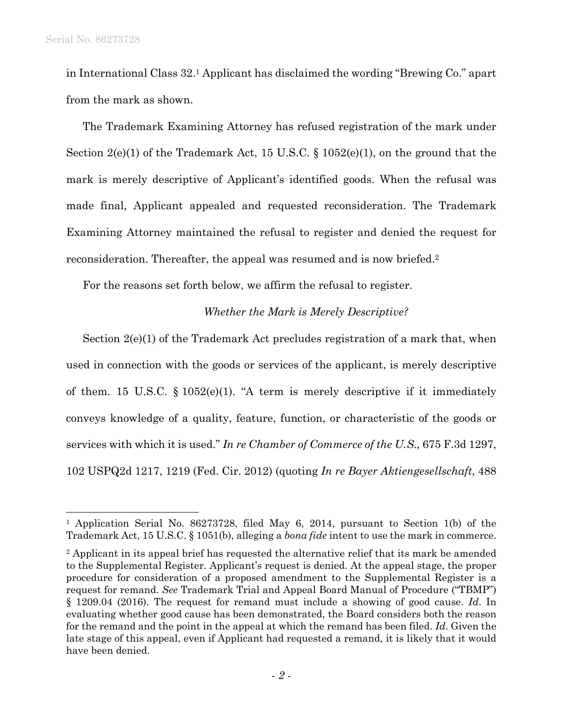in International Class 32.[1] Applicant has disclaimed the wording "Brewing Co." apart from the mark as shown.

The Trademark Examining Attorney has refused registration of the mark under Section 2(e)(1) of the Trademark Act, 15 U.S.C. § 1052(e)(1), on the ground that the mark is merely descriptive of Applicant's identified goods. When the refusal was made final, Applicant appealed and requested reconsideration. The Trademark Examining Attorney maintained the refusal to register and denied the request for reconsideration. Thereafter, the appeal was resumed and is now briefed.[2]

For the reasons set forth below, we affirm the refusal to register.

*Whether the Mark is Merely Descriptive?*

Section 2(e)(1) of the Trademark Act precludes registration of a mark that, when used in connection with the goods or services of the applicant, is merely descriptive of them. 15 U.S.C. § 1052(e)(1). "A term is merely descriptive if it immediately conveys knowledge of a quality, feature, function, or characteristic of the goods or services with which it is used." *In re Chamber of Commerce of the U.S.,* 675 F.3d 1297, 102 USPQ2d 1217, 1219 (Fed. Cir. 2012) (quoting *In re Bayer Aktiengesellschaft*, 488

---

[1] Application Serial No. 86273728, filed May 6, 2014, pursuant to Section 1(b) of the Trademark Act, 15 U.S.C. § 1051(b), alleging a *bona fide* intent to use the mark in commerce.

[2] Applicant in its appeal brief has requested the alternative relief that its mark be amended to the Supplemental Register. Applicant's request is denied. At the appeal stage, the proper procedure for consideration of a proposed amendment to the Supplemental Register is a request for remand. *See* Trademark Trial and Appeal Board Manual of Procedure ("TBMP") § 1209.04 (2016). The request for remand must include a showing of good cause. *Id*. In evaluating whether good cause has been demonstrated, the Board considers both the reason for the remand and the point in the appeal at which the remand has been filed. *Id*. Given the late stage of this appeal, even if Applicant had requested a remand, it is likely that it would have been denied.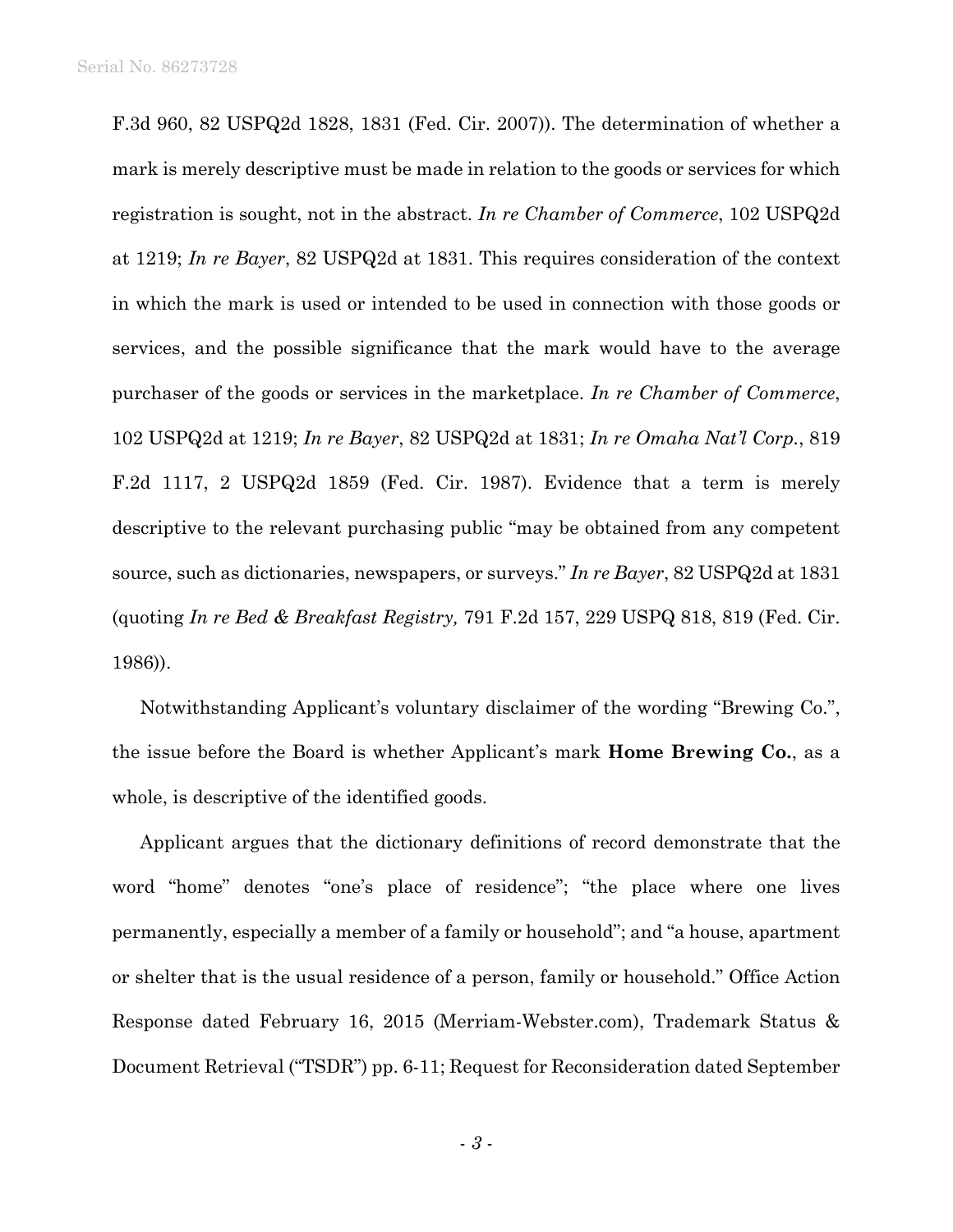F.3d 960, 82 USPQ2d 1828, 1831 (Fed. Cir. 2007)). The determination of whether a mark is merely descriptive must be made in relation to the goods or services for which registration is sought, not in the abstract. *In re Chamber of Commerce*, 102 USPQ2d at 1219; *In re Bayer*, 82 USPQ2d at 1831. This requires consideration of the context in which the mark is used or intended to be used in connection with those goods or services, and the possible significance that the mark would have to the average purchaser of the goods or services in the marketplace. *In re Chamber of Commerce*, 102 USPQ2d at 1219; *In re Bayer*, 82 USPQ2d at 1831; *In re Omaha Nat'l Corp.*, 819 F.2d 1117, 2 USPQ2d 1859 (Fed. Cir. 1987). Evidence that a term is merely descriptive to the relevant purchasing public "may be obtained from any competent source, such as dictionaries, newspapers, or surveys." *In re Bayer*, 82 USPQ2d at 1831 (quoting *In re Bed & Breakfast Registry,* 791 F.2d 157, 229 USPQ 818, 819 (Fed. Cir. 1986)).

Notwithstanding Applicant's voluntary disclaimer of the wording "Brewing Co.", the issue before the Board is whether Applicant's mark **Home Brewing Co.**, as a whole, is descriptive of the identified goods.

Applicant argues that the dictionary definitions of record demonstrate that the word "home" denotes "one's place of residence"; "the place where one lives permanently, especially a member of a family or household"; and "a house, apartment or shelter that is the usual residence of a person, family or household." Office Action Response dated February 16, 2015 (Merriam-Webster.com), Trademark Status & Document Retrieval ("TSDR") pp. 6-11; Request for Reconsideration dated September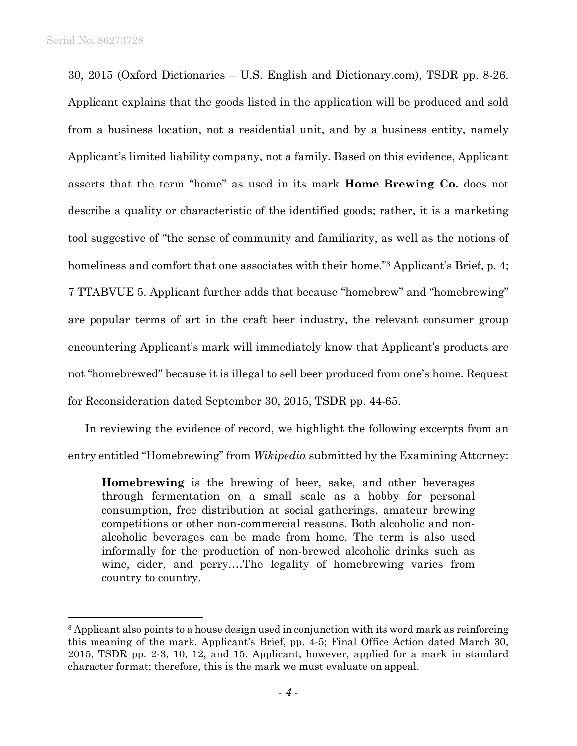30, 2015 (Oxford Dictionaries – U.S. English and Dictionary.com), TSDR pp. 8-26. Applicant explains that the goods listed in the application will be produced and sold from a business location, not a residential unit, and by a business entity, namely Applicant's limited liability company, not a family. Based on this evidence, Applicant asserts that the term "home" as used in its mark **Home Brewing Co.** does not describe a quality or characteristic of the identified goods; rather, it is a marketing tool suggestive of "the sense of community and familiarity, as well as the notions of homeliness and comfort that one associates with their home."[3] Applicant's Brief, p. 4; 7 TTABVUE 5. Applicant further adds that because "homebrew" and "homebrewing" are popular terms of art in the craft beer industry, the relevant consumer group encountering Applicant's mark will immediately know that Applicant's products are not "homebrewed" because it is illegal to sell beer produced from one's home. Request for Reconsideration dated September 30, 2015, TSDR pp. 44-65.

In reviewing the evidence of record, we highlight the following excerpts from an entry entitled "Homebrewing" from *Wikipedia* submitted by the Examining Attorney:

> **Homebrewing** is the brewing of beer, sake, and other beverages through fermentation on a small scale as a hobby for personal consumption, free distribution at social gatherings, amateur brewing competitions or other non-commercial reasons. Both alcoholic and non-alcoholic beverages can be made from home. The term is also used informally for the production of non-brewed alcoholic drinks such as wine, cider, and perry.…The legality of homebrewing varies from country to country.

[3] Applicant also points to a house design used in conjunction with its word mark as reinforcing this meaning of the mark. Applicant's Brief, pp. 4-5; Final Office Action dated March 30, 2015, TSDR pp. 2-3, 10, 12, and 15. Applicant, however, applied for a mark in standard character format; therefore, this is the mark we must evaluate on appeal.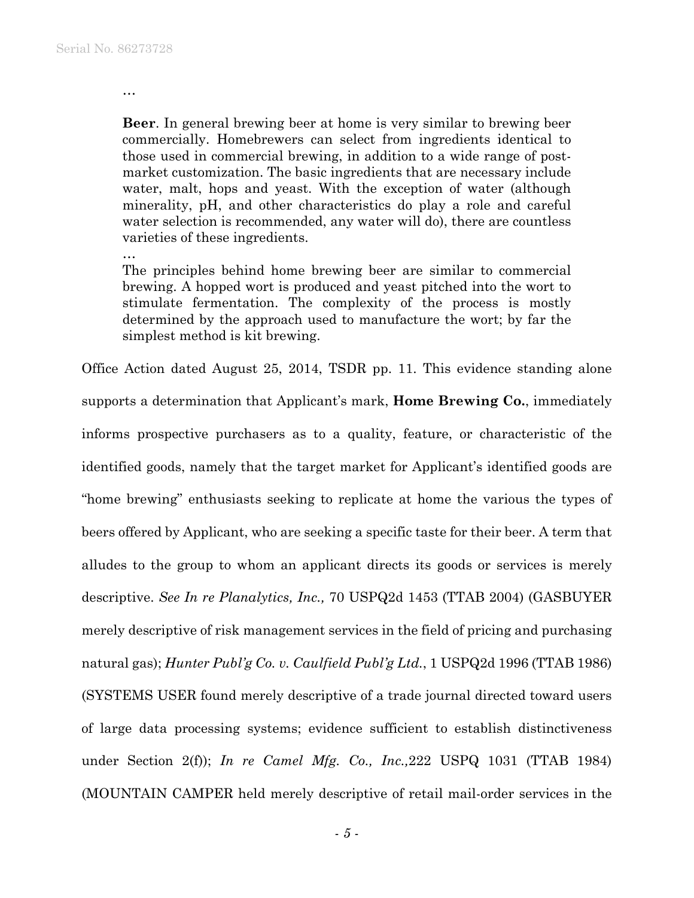…

> **Beer**. In general brewing beer at home is very similar to brewing beer commercially. Homebrewers can select from ingredients identical to those used in commercial brewing, in addition to a wide range of post-market customization. The basic ingredients that are necessary include water, malt, hops and yeast. With the exception of water (although minerality, pH, and other characteristics do play a role and careful water selection is recommended, any water will do), there are countless varieties of these ingredients.
>
> …
>
> The principles behind home brewing beer are similar to commercial brewing. A hopped wort is produced and yeast pitched into the wort to stimulate fermentation. The complexity of the process is mostly determined by the approach used to manufacture the wort; by far the simplest method is kit brewing.

Office Action dated August 25, 2014, TSDR pp. 11. This evidence standing alone supports a determination that Applicant's mark, **Home Brewing Co.**, immediately informs prospective purchasers as to a quality, feature, or characteristic of the identified goods, namely that the target market for Applicant's identified goods are "home brewing" enthusiasts seeking to replicate at home the various the types of beers offered by Applicant, who are seeking a specific taste for their beer. A term that alludes to the group to whom an applicant directs its goods or services is merely descriptive. *See In re Planalytics, Inc.,* 70 USPQ2d 1453 (TTAB 2004) (GASBUYER merely descriptive of risk management services in the field of pricing and purchasing natural gas); *Hunter Publ'g Co. v. Caulfield Publ'g Ltd.*, 1 USPQ2d 1996 (TTAB 1986) (SYSTEMS USER found merely descriptive of a trade journal directed toward users of large data processing systems; evidence sufficient to establish distinctiveness under Section 2(f)); *In re Camel Mfg. Co., Inc.,*222 USPQ 1031 (TTAB 1984) (MOUNTAIN CAMPER held merely descriptive of retail mail-order services in the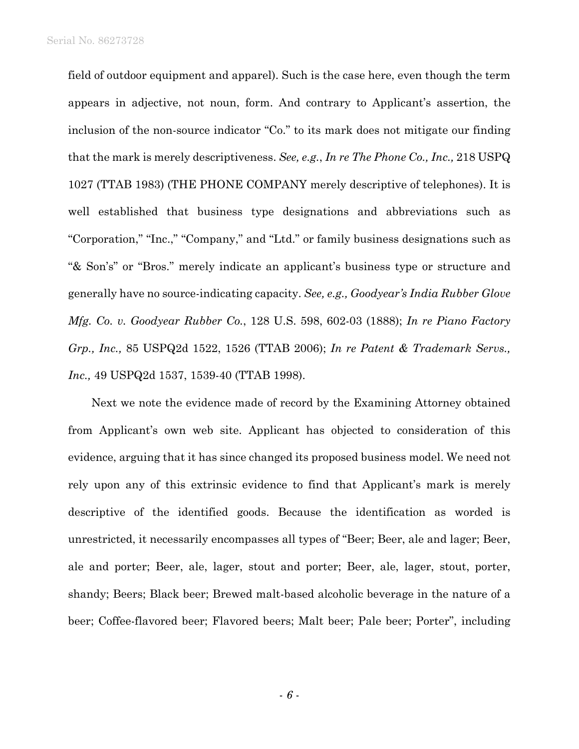field of outdoor equipment and apparel). Such is the case here, even though the term appears in adjective, not noun, form. And contrary to Applicant's assertion, the inclusion of the non-source indicator "Co." to its mark does not mitigate our finding that the mark is merely descriptiveness. *See, e.g.*, *In re The Phone Co., Inc.,* 218 USPQ 1027 (TTAB 1983) (THE PHONE COMPANY merely descriptive of telephones). It is well established that business type designations and abbreviations such as "Corporation," "Inc.," "Company," and "Ltd." or family business designations such as "& Son's" or "Bros." merely indicate an applicant's business type or structure and generally have no source-indicating capacity. *See, e.g., Goodyear's India Rubber Glove Mfg. Co. v. Goodyear Rubber Co.*, 128 U.S. 598, 602-03 (1888); *In re Piano Factory Grp., Inc.,* 85 USPQ2d 1522, 1526 (TTAB 2006); *In re Patent & Trademark Servs., Inc.,* 49 USPQ2d 1537, 1539-40 (TTAB 1998).

Next we note the evidence made of record by the Examining Attorney obtained from Applicant's own web site. Applicant has objected to consideration of this evidence, arguing that it has since changed its proposed business model. We need not rely upon any of this extrinsic evidence to find that Applicant's mark is merely descriptive of the identified goods. Because the identification as worded is unrestricted, it necessarily encompasses all types of "Beer; Beer, ale and lager; Beer, ale and porter; Beer, ale, lager, stout and porter; Beer, ale, lager, stout, porter, shandy; Beers; Black beer; Brewed malt-based alcoholic beverage in the nature of a beer; Coffee-flavored beer; Flavored beers; Malt beer; Pale beer; Porter", including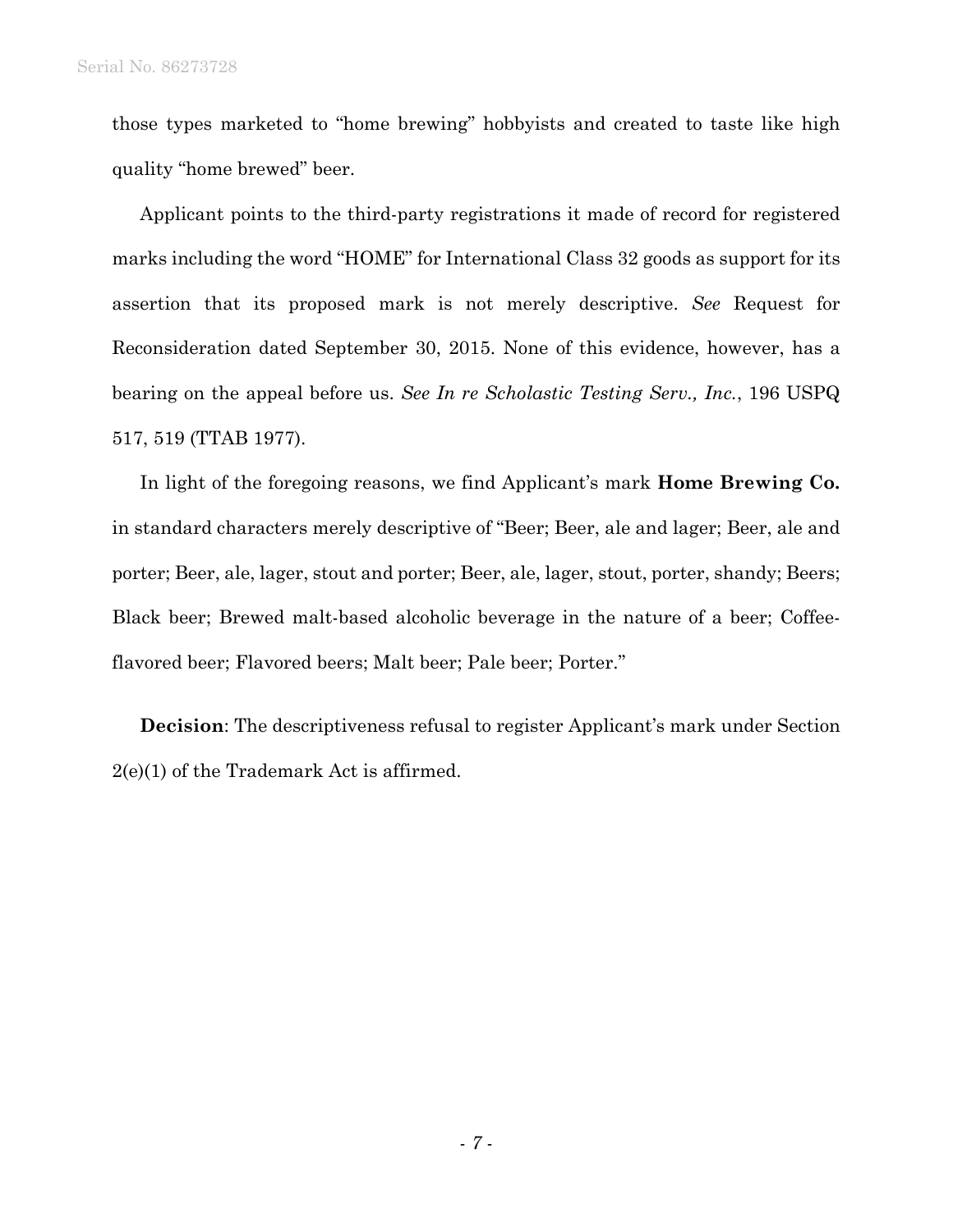those types marketed to "home brewing" hobbyists and created to taste like high quality "home brewed" beer.

Applicant points to the third-party registrations it made of record for registered marks including the word "HOME" for International Class 32 goods as support for its assertion that its proposed mark is not merely descriptive. *See* Request for Reconsideration dated September 30, 2015. None of this evidence, however, has a bearing on the appeal before us. *See In re Scholastic Testing Serv., Inc.*, 196 USPQ 517, 519 (TTAB 1977).

In light of the foregoing reasons, we find Applicant's mark **Home Brewing Co.** in standard characters merely descriptive of "Beer; Beer, ale and lager; Beer, ale and porter; Beer, ale, lager, stout and porter; Beer, ale, lager, stout, porter, shandy; Beers; Black beer; Brewed malt-based alcoholic beverage in the nature of a beer; Coffee-flavored beer; Flavored beers; Malt beer; Pale beer; Porter."

**Decision**: The descriptiveness refusal to register Applicant's mark under Section 2(e)(1) of the Trademark Act is affirmed.